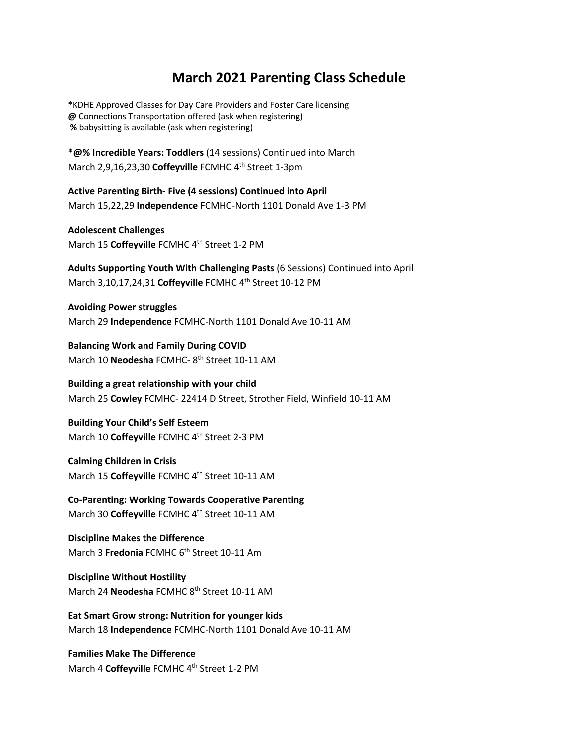# March 2021 Parenting Class Schedule

**\***KDHE Approved Classes for Day Care Providers and Foster Care licensing
**@** Connections Transportation offered (ask when registering)
**%** babysitting is available (ask when registering)

**\*@% Incredible Years: Toddlers** (14 sessions) Continued into March
March 2,9,16,23,30 **Coffeyville** FCMHC 4th Street 1-3pm

**Active Parenting Birth- Five (4 sessions) Continued into April**
March 15,22,29 **Independence** FCMHC-North 1101 Donald Ave 1-3 PM

**Adolescent Challenges**
March 15 **Coffeyville** FCMHC 4th Street 1-2 PM

**Adults Supporting Youth With Challenging Pasts** (6 Sessions) Continued into April
March 3,10,17,24,31 **Coffeyville** FCMHC 4th Street 10-12 PM

**Avoiding Power struggles**
March 29 **Independence** FCMHC-North 1101 Donald Ave 10-11 AM

**Balancing Work and Family During COVID**
March 10 **Neodesha** FCMHC- 8th Street 10-11 AM

**Building a great relationship with your child**
March 25 **Cowley** FCMHC- 22414 D Street, Strother Field, Winfield 10-11 AM

**Building Your Child's Self Esteem**
March 10 **Coffeyville** FCMHC 4th Street 2-3 PM

**Calming Children in Crisis**
March 15 **Coffeyville** FCMHC 4th Street 10-11 AM

**Co-Parenting: Working Towards Cooperative Parenting**
March 30 **Coffeyville** FCMHC 4th Street 10-11 AM

**Discipline Makes the Difference**
March 3 **Fredonia** FCMHC 6th Street 10-11 Am

**Discipline Without Hostility**
March 24 **Neodesha** FCMHC 8th Street 10-11 AM

**Eat Smart Grow strong: Nutrition for younger kids**
March 18 **Independence** FCMHC-North 1101 Donald Ave 10-11 AM

**Families Make The Difference**
March 4 **Coffeyville** FCMHC 4th Street 1-2 PM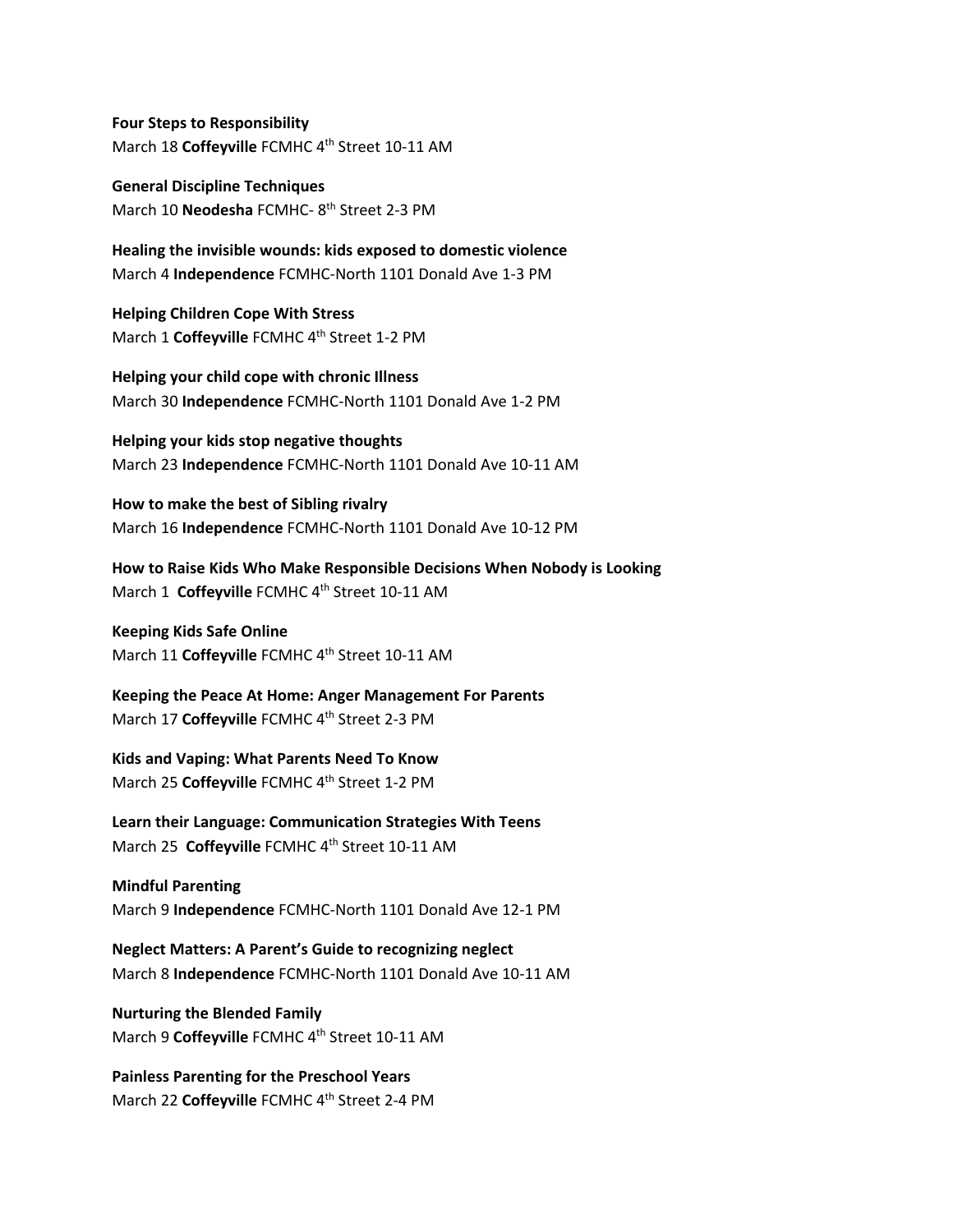**Four Steps to Responsibility**
March 18 **Coffeyville** FCMHC 4th Street 10-11 AM

**General Discipline Techniques**
March 10 **Neodesha** FCMHC- 8th Street 2-3 PM

**Healing the invisible wounds: kids exposed to domestic violence**
March 4 **Independence** FCMHC-North 1101 Donald Ave 1-3 PM

**Helping Children Cope With Stress**
March 1 **Coffeyville** FCMHC 4th Street 1-2 PM

**Helping your child cope with chronic Illness**
March 30 **Independence** FCMHC-North 1101 Donald Ave 1-2 PM

**Helping your kids stop negative thoughts**
March 23 **Independence** FCMHC-North 1101 Donald Ave 10-11 AM

**How to make the best of Sibling rivalry**
March 16 **Independence** FCMHC-North 1101 Donald Ave 10-12 PM

**How to Raise Kids Who Make Responsible Decisions When Nobody is Looking**
March 1 **Coffeyville** FCMHC 4th Street 10-11 AM

**Keeping Kids Safe Online**
March 11 **Coffeyville** FCMHC 4th Street 10-11 AM

**Keeping the Peace At Home: Anger Management For Parents**
March 17 **Coffeyville** FCMHC 4th Street 2-3 PM

**Kids and Vaping: What Parents Need To Know**
March 25 **Coffeyville** FCMHC 4th Street 1-2 PM

**Learn their Language: Communication Strategies With Teens**
March 25 **Coffeyville** FCMHC 4th Street 10-11 AM

**Mindful Parenting**
March 9 **Independence** FCMHC-North 1101 Donald Ave 12-1 PM

**Neglect Matters: A Parent's Guide to recognizing neglect**
March 8 **Independence** FCMHC-North 1101 Donald Ave 10-11 AM

**Nurturing the Blended Family**
March 9 **Coffeyville** FCMHC 4th Street 10-11 AM

**Painless Parenting for the Preschool Years**
March 22 **Coffeyville** FCMHC 4th Street 2-4 PM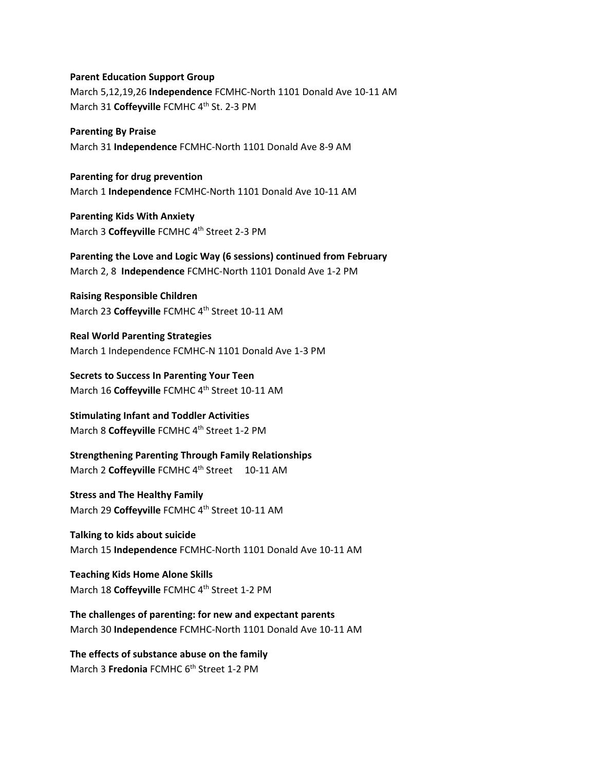**Parent Education Support Group**
March 5,12,19,26 **Independence** FCMHC-North 1101 Donald Ave 10-11 AM
March 31 **Coffeyville** FCMHC 4th St. 2-3 PM

**Parenting By Praise**
March 31 **Independence** FCMHC-North 1101 Donald Ave 8-9 AM

**Parenting for drug prevention**
March 1 **Independence** FCMHC-North 1101 Donald Ave 10-11 AM

**Parenting Kids With Anxiety**
March 3 **Coffeyville** FCMHC 4th Street 2-3 PM

**Parenting the Love and Logic Way (6 sessions) continued from February**
March 2, 8 **Independence** FCMHC-North 1101 Donald Ave 1-2 PM

**Raising Responsible Children**
March 23 **Coffeyville** FCMHC 4th Street 10-11 AM

**Real World Parenting Strategies**
March 1 Independence FCMHC-N 1101 Donald Ave 1-3 PM

**Secrets to Success In Parenting Your Teen**
March 16 **Coffeyville** FCMHC 4th Street 10-11 AM

**Stimulating Infant and Toddler Activities**
March 8 **Coffeyville** FCMHC 4th Street 1-2 PM

**Strengthening Parenting Through Family Relationships**
March 2 **Coffeyville** FCMHC 4th Street 10-11 AM

**Stress and The Healthy Family**
March 29 **Coffeyville** FCMHC 4th Street 10-11 AM

**Talking to kids about suicide**
March 15 **Independence** FCMHC-North 1101 Donald Ave 10-11 AM

**Teaching Kids Home Alone Skills**
March 18 **Coffeyville** FCMHC 4th Street 1-2 PM

**The challenges of parenting: for new and expectant parents**
March 30 **Independence** FCMHC-North 1101 Donald Ave 10-11 AM

**The effects of substance abuse on the family**
March 3 **Fredonia** FCMHC 6th Street 1-2 PM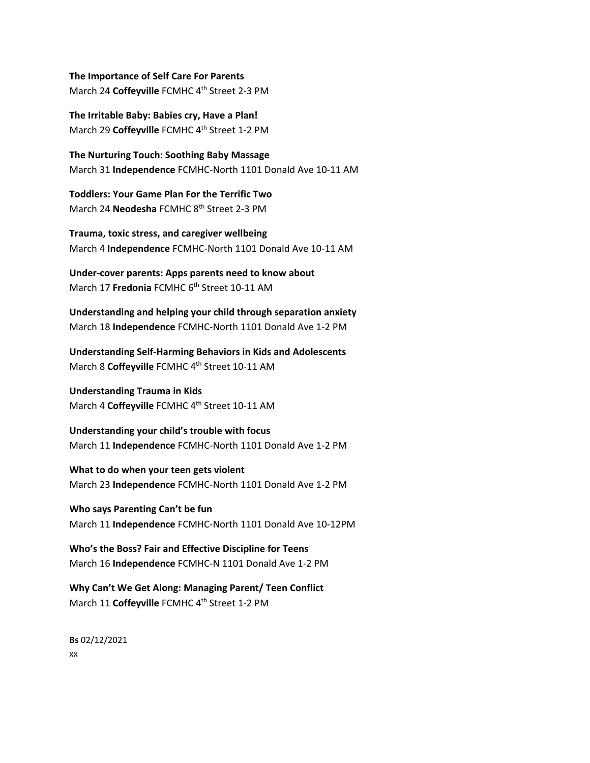**The Importance of Self Care For Parents**
March 24 **Coffeyville** FCMHC 4th Street 2-3 PM

**The Irritable Baby: Babies cry, Have a Plan!**
March 29 **Coffeyville** FCMHC 4th Street 1-2 PM

**The Nurturing Touch: Soothing Baby Massage**
March 31 **Independence** FCMHC-North 1101 Donald Ave 10-11 AM

**Toddlers: Your Game Plan For the Terrific Two**
March 24 **Neodesha** FCMHC 8th Street 2-3 PM

**Trauma, toxic stress, and caregiver wellbeing**
March 4 **Independence** FCMHC-North 1101 Donald Ave 10-11 AM

**Under-cover parents: Apps parents need to know about**
March 17 **Fredonia** FCMHC 6th Street 10-11 AM

**Understanding and helping your child through separation anxiety**
March 18 **Independence** FCMHC-North 1101 Donald Ave 1-2 PM

**Understanding Self-Harming Behaviors in Kids and Adolescents**
March 8 **Coffeyville** FCMHC 4th Street 10-11 AM

**Understanding Trauma in Kids**
March 4 **Coffeyville** FCMHC 4th Street 10-11 AM

**Understanding your child's trouble with focus**
March 11 **Independence** FCMHC-North 1101 Donald Ave 1-2 PM

**What to do when your teen gets violent**
March 23 **Independence** FCMHC-North 1101 Donald Ave 1-2 PM

**Who says Parenting Can't be fun**
March 11 **Independence** FCMHC-North 1101 Donald Ave 10-12PM

**Who's the Boss? Fair and Effective Discipline for Teens**
March 16 **Independence** FCMHC-N 1101 Donald Ave 1-2 PM

**Why Can't We Get Along: Managing Parent/ Teen Conflict**
March 11 **Coffeyville** FCMHC 4th Street 1-2 PM

**Bs** 02/12/2021
xx